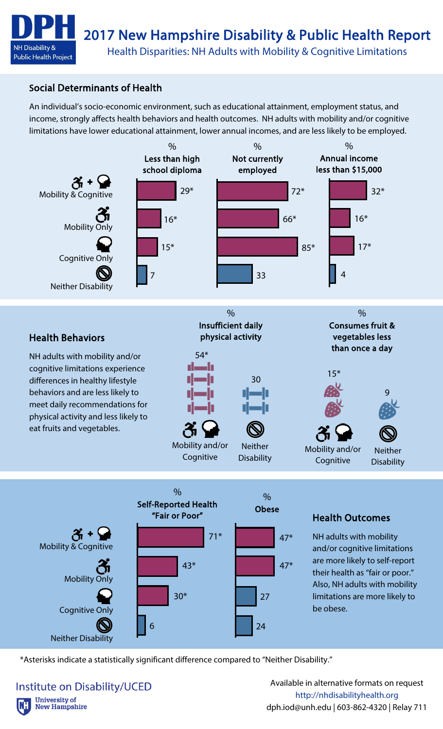# 2017 New Hampshire Disability & Public Health Report

DPH — NH Disability & Public Health Project

## Health Disparities: NH Adults with Mobility & Cognitive Limitations

### Social Determinants of Health

An individual's socio-economic environment, such as educational attainment, employment status, and income, strongly affects health behaviors and health outcomes. NH adults with mobility and/or cognitive limitations have lower educational attainment, lower annual incomes, and are less likely to be employed.

| | % Less than high school diploma | % Not currently employed | % Annual income less than $15,000 |
|---|---|---|---|
| Mobility & Cognitive | 29* | 72* | 32* |
| Mobility Only | 16* | 66* | 16* |
| Cognitive Only | 15* | 85* | 17* |
| Neither Disability | 7 | 33 | 4 |

### Health Behaviors

NH adults with mobility and/or cognitive limitations experience differences in healthy lifestyle behaviors and are less likely to meet daily recommendations for physical activity and less likely to eat fruits and vegetables.

| | % Insufficient daily physical activity | % Consumes fruit & vegetables less than once a day |
|---|---|---|
| Mobility and/or Cognitive | 54* | 15* |
| Neither Disability | 30 | 9 |

### Health Outcomes

NH adults with mobility and/or cognitive limitations are more likely to self-report their health as "fair or poor." Also, NH adults with mobility limitations are more likely to be obese.

| | % Self-Reported Health "Fair or Poor" | % Obese |
|---|---|---|
| Mobility & Cognitive | 71* | 47* |
| Mobility Only | 43* | 47* |
| Cognitive Only | 30* | 27 |
| Neither Disability | 6 | 24 |

*Asterisks indicate a statistically significant difference compared to "Neither Disability."

Institute on Disability/UCED
University of New Hampshire

Available in alternative formats on request
http://nhdisabilityhealth.org
dph.iod@unh.edu | 603-862-4320 | Relay 711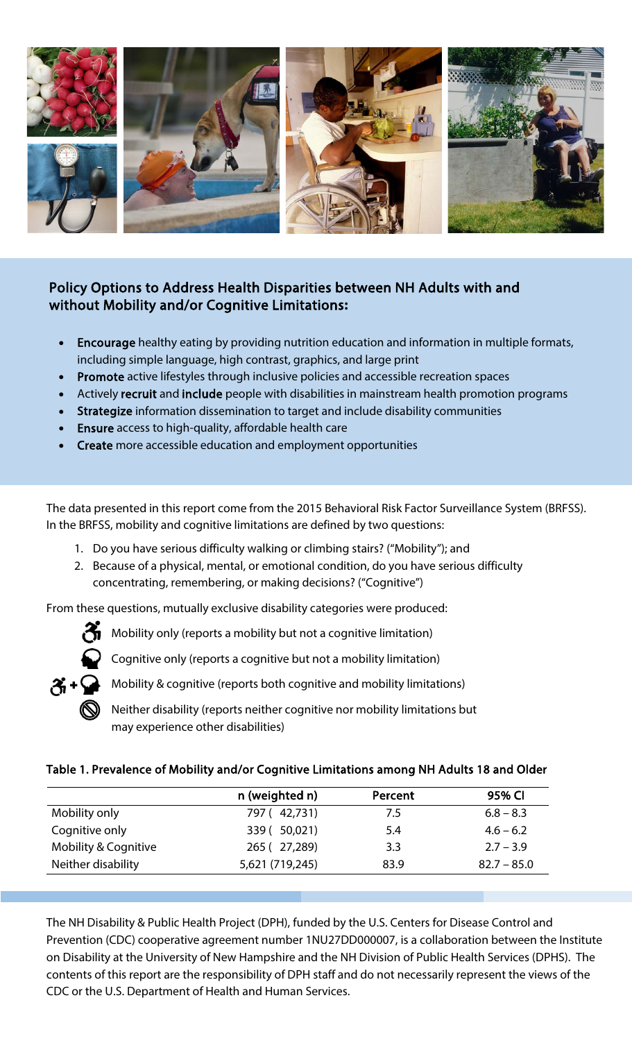## Policy Options to Address Health Disparities between NH Adults with and without Mobility and/or Cognitive Limitations:

- **Encourage** healthy eating by providing nutrition education and information in multiple formats, including simple language, high contrast, graphics, and large print
- **Promote** active lifestyles through inclusive policies and accessible recreation spaces
- Actively **recruit** and **include** people with disabilities in mainstream health promotion programs
- **Strategize** information dissemination to target and include disability communities
- **Ensure** access to high-quality, affordable health care
- **Create** more accessible education and employment opportunities

The data presented in this report come from the 2015 Behavioral Risk Factor Surveillance System (BRFSS). In the BRFSS, mobility and cognitive limitations are defined by two questions:

1. Do you have serious difficulty walking or climbing stairs? ("Mobility"); and
2. Because of a physical, mental, or emotional condition, do you have serious difficulty concentrating, remembering, or making decisions? ("Cognitive")

From these questions, mutually exclusive disability categories were produced:

- Mobility only (reports a mobility but not a cognitive limitation)
- Cognitive only (reports a cognitive but not a mobility limitation)
- Mobility & cognitive (reports both cognitive and mobility limitations)
- Neither disability (reports neither cognitive nor mobility limitations but may experience other disabilities)

**Table 1. Prevalence of Mobility and/or Cognitive Limitations among NH Adults 18 and Older**

| | n (weighted n) | Percent | 95% CI |
|---|---|---|---|
| Mobility only | 797 ( 42,731) | 7.5 | 6.8 – 8.3 |
| Cognitive only | 339 ( 50,021) | 5.4 | 4.6 – 6.2 |
| Mobility & Cognitive | 265 ( 27,289) | 3.3 | 2.7 – 3.9 |
| Neither disability | 5,621 (719,245) | 83.9 | 82.7 – 85.0 |

The NH Disability & Public Health Project (DPH), funded by the U.S. Centers for Disease Control and Prevention (CDC) cooperative agreement number 1NU27DD000007, is a collaboration between the Institute on Disability at the University of New Hampshire and the NH Division of Public Health Services (DPHS). The contents of this report are the responsibility of DPH staff and do not necessarily represent the views of the CDC or the U.S. Department of Health and Human Services.